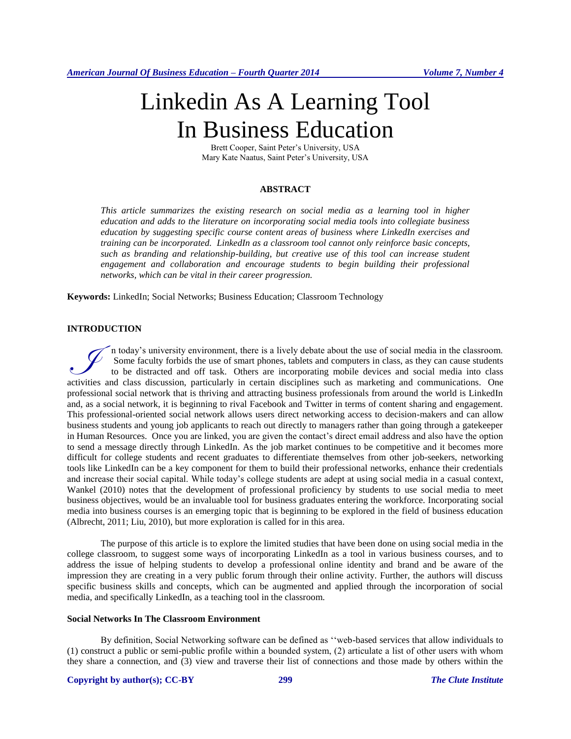# Linkedin As A Learning Tool In Business Education

Brett Cooper, Saint Peter's University, USA
Mary Kate Naatus, Saint Peter's University, USA

## ABSTRACT

*This article summarizes the existing research on social media as a learning tool in higher education and adds to the literature on incorporating social media tools into collegiate business education by suggesting specific course content areas of business where LinkedIn exercises and training can be incorporated. LinkedIn as a classroom tool cannot only reinforce basic concepts, such as branding and relationship-building, but creative use of this tool can increase student engagement and collaboration and encourage students to begin building their professional networks, which can be vital in their career progression.*

**Keywords:** LinkedIn; Social Networks; Business Education; Classroom Technology

## INTRODUCTION

In today's university environment, there is a lively debate about the use of social media in the classroom. Some faculty forbids the use of smart phones, tablets and computers in class, as they can cause students to be distracted and off task. Others are incorporating mobile devices and social media into class activities and class discussion, particularly in certain disciplines such as marketing and communications. One professional social network that is thriving and attracting business professionals from around the world is LinkedIn and, as a social network, it is beginning to rival Facebook and Twitter in terms of content sharing and engagement. This professional-oriented social network allows users direct networking access to decision-makers and can allow business students and young job applicants to reach out directly to managers rather than going through a gatekeeper in Human Resources. Once you are linked, you are given the contact's direct email address and also have the option to send a message directly through LinkedIn. As the job market continues to be competitive and it becomes more difficult for college students and recent graduates to differentiate themselves from other job-seekers, networking tools like LinkedIn can be a key component for them to build their professional networks, enhance their credentials and increase their social capital. While today's college students are adept at using social media in a casual context, Wankel (2010) notes that the development of professional proficiency by students to use social media to meet business objectives, would be an invaluable tool for business graduates entering the workforce. Incorporating social media into business courses is an emerging topic that is beginning to be explored in the field of business education (Albrecht, 2011; Liu, 2010), but more exploration is called for in this area.

The purpose of this article is to explore the limited studies that have been done on using social media in the college classroom, to suggest some ways of incorporating LinkedIn as a tool in various business courses, and to address the issue of helping students to develop a professional online identity and brand and be aware of the impression they are creating in a very public forum through their online activity. Further, the authors will discuss specific business skills and concepts, which can be augmented and applied through the incorporation of social media, and specifically LinkedIn, as a teaching tool in the classroom.

### Social Networks In The Classroom Environment

By definition, Social Networking software can be defined as ''web-based services that allow individuals to (1) construct a public or semi-public profile within a bounded system, (2) articulate a list of other users with whom they share a connection, and (3) view and traverse their list of connections and those made by others within the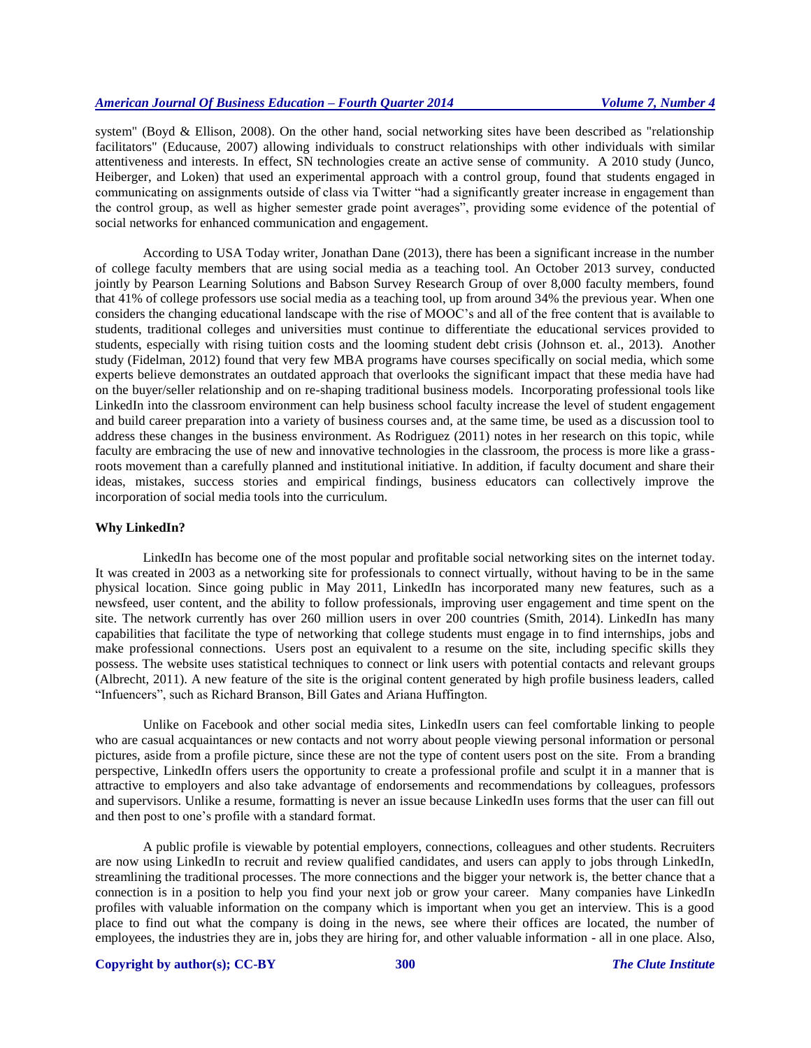system" (Boyd & Ellison, 2008). On the other hand, social networking sites have been described as "relationship facilitators" (Educause, 2007) allowing individuals to construct relationships with other individuals with similar attentiveness and interests. In effect, SN technologies create an active sense of community. A 2010 study (Junco, Heiberger, and Loken) that used an experimental approach with a control group, found that students engaged in communicating on assignments outside of class via Twitter "had a significantly greater increase in engagement than the control group, as well as higher semester grade point averages", providing some evidence of the potential of social networks for enhanced communication and engagement.

According to USA Today writer, Jonathan Dane (2013), there has been a significant increase in the number of college faculty members that are using social media as a teaching tool. An October 2013 survey, conducted jointly by Pearson Learning Solutions and Babson Survey Research Group of over 8,000 faculty members, found that 41% of college professors use social media as a teaching tool, up from around 34% the previous year. When one considers the changing educational landscape with the rise of MOOC's and all of the free content that is available to students, traditional colleges and universities must continue to differentiate the educational services provided to students, especially with rising tuition costs and the looming student debt crisis (Johnson et. al., 2013). Another study (Fidelman, 2012) found that very few MBA programs have courses specifically on social media, which some experts believe demonstrates an outdated approach that overlooks the significant impact that these media have had on the buyer/seller relationship and on re-shaping traditional business models. Incorporating professional tools like LinkedIn into the classroom environment can help business school faculty increase the level of student engagement and build career preparation into a variety of business courses and, at the same time, be used as a discussion tool to address these changes in the business environment. As Rodriguez (2011) notes in her research on this topic, while faculty are embracing the use of new and innovative technologies in the classroom, the process is more like a grass-roots movement than a carefully planned and institutional initiative. In addition, if faculty document and share their ideas, mistakes, success stories and empirical findings, business educators can collectively improve the incorporation of social media tools into the curriculum.

**Why LinkedIn?**

LinkedIn has become one of the most popular and profitable social networking sites on the internet today. It was created in 2003 as a networking site for professionals to connect virtually, without having to be in the same physical location. Since going public in May 2011, LinkedIn has incorporated many new features, such as a newsfeed, user content, and the ability to follow professionals, improving user engagement and time spent on the site. The network currently has over 260 million users in over 200 countries (Smith, 2014). LinkedIn has many capabilities that facilitate the type of networking that college students must engage in to find internships, jobs and make professional connections. Users post an equivalent to a resume on the site, including specific skills they possess. The website uses statistical techniques to connect or link users with potential contacts and relevant groups (Albrecht, 2011). A new feature of the site is the original content generated by high profile business leaders, called "Infuencers", such as Richard Branson, Bill Gates and Ariana Huffington.

Unlike on Facebook and other social media sites, LinkedIn users can feel comfortable linking to people who are casual acquaintances or new contacts and not worry about people viewing personal information or personal pictures, aside from a profile picture, since these are not the type of content users post on the site. From a branding perspective, LinkedIn offers users the opportunity to create a professional profile and sculpt it in a manner that is attractive to employers and also take advantage of endorsements and recommendations by colleagues, professors and supervisors. Unlike a resume, formatting is never an issue because LinkedIn uses forms that the user can fill out and then post to one's profile with a standard format.

A public profile is viewable by potential employers, connections, colleagues and other students. Recruiters are now using LinkedIn to recruit and review qualified candidates, and users can apply to jobs through LinkedIn, streamlining the traditional processes. The more connections and the bigger your network is, the better chance that a connection is in a position to help you find your next job or grow your career. Many companies have LinkedIn profiles with valuable information on the company which is important when you get an interview. This is a good place to find out what the company is doing in the news, see where their offices are located, the number of employees, the industries they are in, jobs they are hiring for, and other valuable information - all in one place. Also,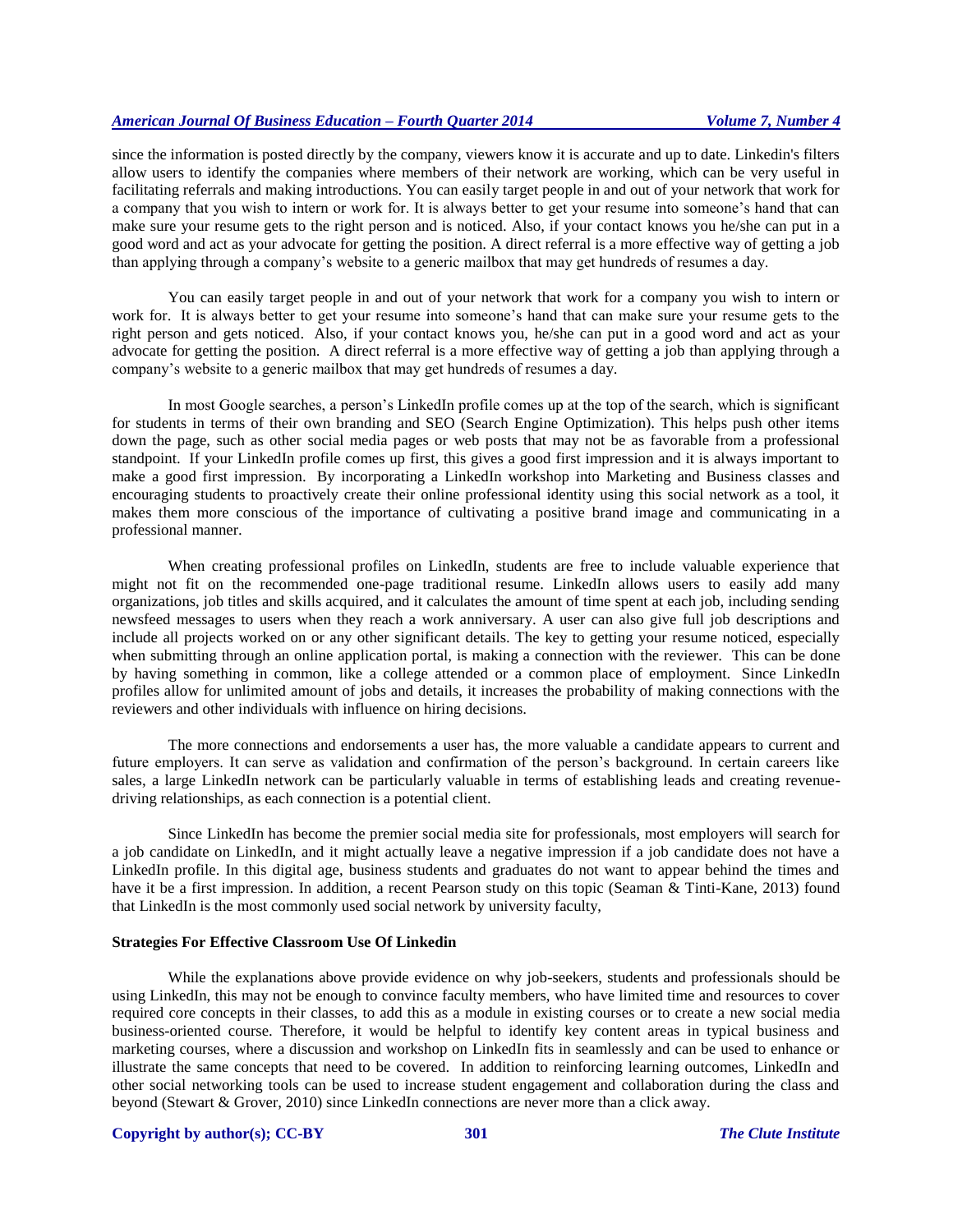since the information is posted directly by the company, viewers know it is accurate and up to date. Linkedin's filters allow users to identify the companies where members of their network are working, which can be very useful in facilitating referrals and making introductions. You can easily target people in and out of your network that work for a company that you wish to intern or work for. It is always better to get your resume into someone's hand that can make sure your resume gets to the right person and is noticed. Also, if your contact knows you he/she can put in a good word and act as your advocate for getting the position. A direct referral is a more effective way of getting a job than applying through a company's website to a generic mailbox that may get hundreds of resumes a day.

You can easily target people in and out of your network that work for a company you wish to intern or work for. It is always better to get your resume into someone's hand that can make sure your resume gets to the right person and gets noticed. Also, if your contact knows you, he/she can put in a good word and act as your advocate for getting the position. A direct referral is a more effective way of getting a job than applying through a company's website to a generic mailbox that may get hundreds of resumes a day.

In most Google searches, a person's LinkedIn profile comes up at the top of the search, which is significant for students in terms of their own branding and SEO (Search Engine Optimization). This helps push other items down the page, such as other social media pages or web posts that may not be as favorable from a professional standpoint. If your LinkedIn profile comes up first, this gives a good first impression and it is always important to make a good first impression. By incorporating a LinkedIn workshop into Marketing and Business classes and encouraging students to proactively create their online professional identity using this social network as a tool, it makes them more conscious of the importance of cultivating a positive brand image and communicating in a professional manner.

When creating professional profiles on LinkedIn, students are free to include valuable experience that might not fit on the recommended one-page traditional resume. LinkedIn allows users to easily add many organizations, job titles and skills acquired, and it calculates the amount of time spent at each job, including sending newsfeed messages to users when they reach a work anniversary. A user can also give full job descriptions and include all projects worked on or any other significant details. The key to getting your resume noticed, especially when submitting through an online application portal, is making a connection with the reviewer. This can be done by having something in common, like a college attended or a common place of employment. Since LinkedIn profiles allow for unlimited amount of jobs and details, it increases the probability of making connections with the reviewers and other individuals with influence on hiring decisions.

The more connections and endorsements a user has, the more valuable a candidate appears to current and future employers. It can serve as validation and confirmation of the person's background. In certain careers like sales, a large LinkedIn network can be particularly valuable in terms of establishing leads and creating revenue-driving relationships, as each connection is a potential client.

Since LinkedIn has become the premier social media site for professionals, most employers will search for a job candidate on LinkedIn, and it might actually leave a negative impression if a job candidate does not have a LinkedIn profile. In this digital age, business students and graduates do not want to appear behind the times and have it be a first impression. In addition, a recent Pearson study on this topic (Seaman & Tinti-Kane, 2013) found that LinkedIn is the most commonly used social network by university faculty,

### Strategies For Effective Classroom Use Of Linkedin

While the explanations above provide evidence on why job-seekers, students and professionals should be using LinkedIn, this may not be enough to convince faculty members, who have limited time and resources to cover required core concepts in their classes, to add this as a module in existing courses or to create a new social media business-oriented course. Therefore, it would be helpful to identify key content areas in typical business and marketing courses, where a discussion and workshop on LinkedIn fits in seamlessly and can be used to enhance or illustrate the same concepts that need to be covered. In addition to reinforcing learning outcomes, LinkedIn and other social networking tools can be used to increase student engagement and collaboration during the class and beyond (Stewart & Grover, 2010) since LinkedIn connections are never more than a click away.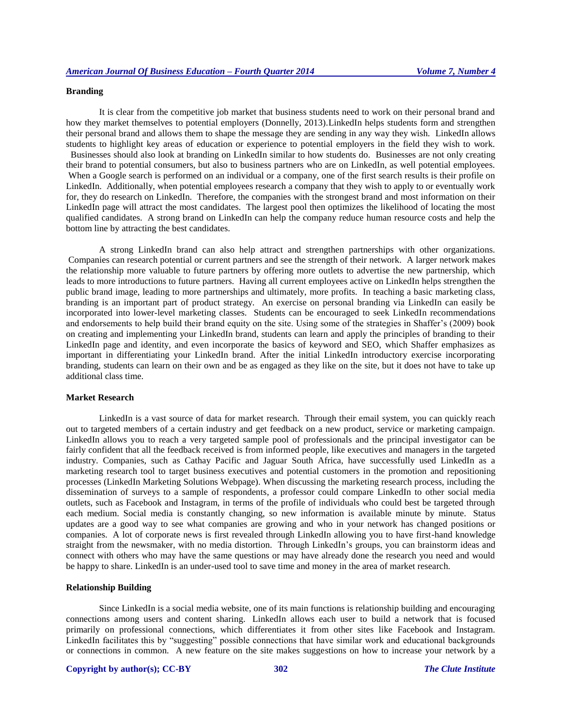### Branding

It is clear from the competitive job market that business students need to work on their personal brand and how they market themselves to potential employers (Donnelly, 2013).LinkedIn helps students form and strengthen their personal brand and allows them to shape the message they are sending in any way they wish. LinkedIn allows students to highlight key areas of education or experience to potential employers in the field they wish to work. Businesses should also look at branding on LinkedIn similar to how students do. Businesses are not only creating their brand to potential consumers, but also to business partners who are on LinkedIn, as well potential employees. When a Google search is performed on an individual or a company, one of the first search results is their profile on LinkedIn. Additionally, when potential employees research a company that they wish to apply to or eventually work for, they do research on LinkedIn. Therefore, the companies with the strongest brand and most information on their LinkedIn page will attract the most candidates. The largest pool then optimizes the likelihood of locating the most qualified candidates. A strong brand on LinkedIn can help the company reduce human resource costs and help the bottom line by attracting the best candidates.

A strong LinkedIn brand can also help attract and strengthen partnerships with other organizations. Companies can research potential or current partners and see the strength of their network. A larger network makes the relationship more valuable to future partners by offering more outlets to advertise the new partnership, which leads to more introductions to future partners. Having all current employees active on LinkedIn helps strengthen the public brand image, leading to more partnerships and ultimately, more profits. In teaching a basic marketing class, branding is an important part of product strategy. An exercise on personal branding via LinkedIn can easily be incorporated into lower-level marketing classes. Students can be encouraged to seek LinkedIn recommendations and endorsements to help build their brand equity on the site. Using some of the strategies in Shaffer's (2009) book on creating and implementing your LinkedIn brand, students can learn and apply the principles of branding to their LinkedIn page and identity, and even incorporate the basics of keyword and SEO, which Shaffer emphasizes as important in differentiating your LinkedIn brand. After the initial LinkedIn introductory exercise incorporating branding, students can learn on their own and be as engaged as they like on the site, but it does not have to take up additional class time.

### Market Research

LinkedIn is a vast source of data for market research. Through their email system, you can quickly reach out to targeted members of a certain industry and get feedback on a new product, service or marketing campaign. LinkedIn allows you to reach a very targeted sample pool of professionals and the principal investigator can be fairly confident that all the feedback received is from informed people, like executives and managers in the targeted industry. Companies, such as Cathay Pacific and Jaguar South Africa, have successfully used LinkedIn as a marketing research tool to target business executives and potential customers in the promotion and repositioning processes (LinkedIn Marketing Solutions Webpage). When discussing the marketing research process, including the dissemination of surveys to a sample of respondents, a professor could compare LinkedIn to other social media outlets, such as Facebook and Instagram, in terms of the profile of individuals who could best be targeted through each medium. Social media is constantly changing, so new information is available minute by minute. Status updates are a good way to see what companies are growing and who in your network has changed positions or companies. A lot of corporate news is first revealed through LinkedIn allowing you to have first-hand knowledge straight from the newsmaker, with no media distortion. Through LinkedIn's groups, you can brainstorm ideas and connect with others who may have the same questions or may have already done the research you need and would be happy to share. LinkedIn is an under-used tool to save time and money in the area of market research.

### Relationship Building

Since LinkedIn is a social media website, one of its main functions is relationship building and encouraging connections among users and content sharing. LinkedIn allows each user to build a network that is focused primarily on professional connections, which differentiates it from other sites like Facebook and Instagram. LinkedIn facilitates this by "suggesting" possible connections that have similar work and educational backgrounds or connections in common. A new feature on the site makes suggestions on how to increase your network by a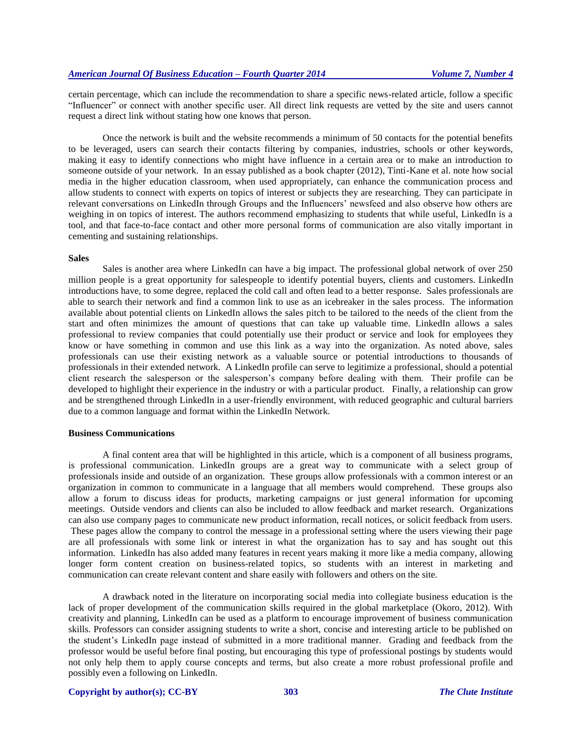certain percentage, which can include the recommendation to share a specific news-related article, follow a specific "Influencer" or connect with another specific user. All direct link requests are vetted by the site and users cannot request a direct link without stating how one knows that person.

Once the network is built and the website recommends a minimum of 50 contacts for the potential benefits to be leveraged, users can search their contacts filtering by companies, industries, schools or other keywords, making it easy to identify connections who might have influence in a certain area or to make an introduction to someone outside of your network. In an essay published as a book chapter (2012), Tinti-Kane et al. note how social media in the higher education classroom, when used appropriately, can enhance the communication process and allow students to connect with experts on topics of interest or subjects they are researching. They can participate in relevant conversations on LinkedIn through Groups and the Influencers' newsfeed and also observe how others are weighing in on topics of interest. The authors recommend emphasizing to students that while useful, LinkedIn is a tool, and that face-to-face contact and other more personal forms of communication are also vitally important in cementing and sustaining relationships.

**Sales**

Sales is another area where LinkedIn can have a big impact. The professional global network of over 250 million people is a great opportunity for salespeople to identify potential buyers, clients and customers. LinkedIn introductions have, to some degree, replaced the cold call and often lead to a better response. Sales professionals are able to search their network and find a common link to use as an icebreaker in the sales process. The information available about potential clients on LinkedIn allows the sales pitch to be tailored to the needs of the client from the start and often minimizes the amount of questions that can take up valuable time. LinkedIn allows a sales professional to review companies that could potentially use their product or service and look for employees they know or have something in common and use this link as a way into the organization. As noted above, sales professionals can use their existing network as a valuable source or potential introductions to thousands of professionals in their extended network. A LinkedIn profile can serve to legitimize a professional, should a potential client research the salesperson or the salesperson's company before dealing with them. Their profile can be developed to highlight their experience in the industry or with a particular product. Finally, a relationship can grow and be strengthened through LinkedIn in a user-friendly environment, with reduced geographic and cultural barriers due to a common language and format within the LinkedIn Network.

**Business Communications**

A final content area that will be highlighted in this article, which is a component of all business programs, is professional communication. LinkedIn groups are a great way to communicate with a select group of professionals inside and outside of an organization. These groups allow professionals with a common interest or an organization in common to communicate in a language that all members would comprehend. These groups also allow a forum to discuss ideas for products, marketing campaigns or just general information for upcoming meetings. Outside vendors and clients can also be included to allow feedback and market research. Organizations can also use company pages to communicate new product information, recall notices, or solicit feedback from users. These pages allow the company to control the message in a professional setting where the users viewing their page are all professionals with some link or interest in what the organization has to say and has sought out this information. LinkedIn has also added many features in recent years making it more like a media company, allowing longer form content creation on business-related topics, so students with an interest in marketing and communication can create relevant content and share easily with followers and others on the site.

A drawback noted in the literature on incorporating social media into collegiate business education is the lack of proper development of the communication skills required in the global marketplace (Okoro, 2012). With creativity and planning, LinkedIn can be used as a platform to encourage improvement of business communication skills. Professors can consider assigning students to write a short, concise and interesting article to be published on the student's LinkedIn page instead of submitted in a more traditional manner. Grading and feedback from the professor would be useful before final posting, but encouraging this type of professional postings by students would not only help them to apply course concepts and terms, but also create a more robust professional profile and possibly even a following on LinkedIn.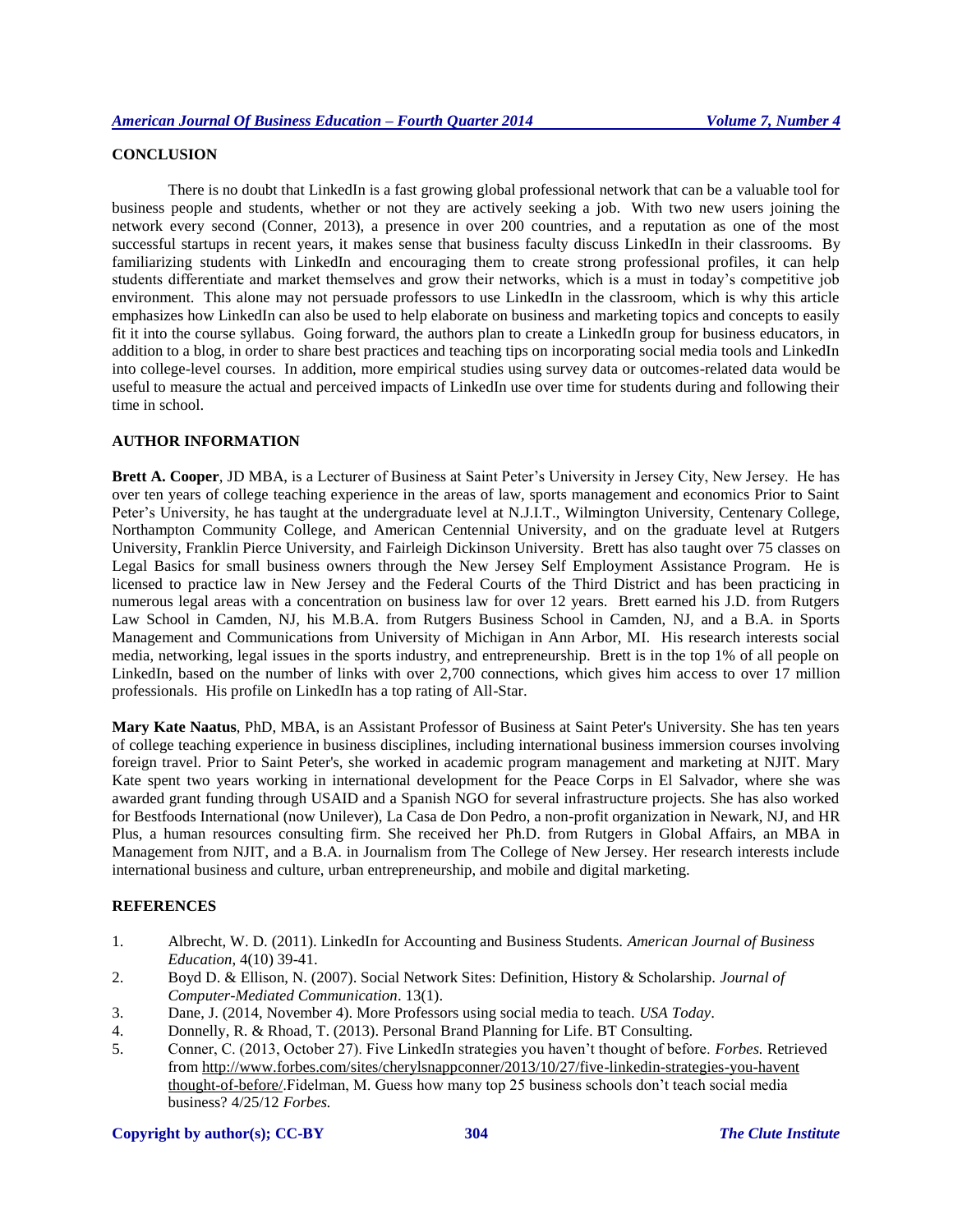## CONCLUSION

There is no doubt that LinkedIn is a fast growing global professional network that can be a valuable tool for business people and students, whether or not they are actively seeking a job. With two new users joining the network every second (Conner, 2013), a presence in over 200 countries, and a reputation as one of the most successful startups in recent years, it makes sense that business faculty discuss LinkedIn in their classrooms. By familiarizing students with LinkedIn and encouraging them to create strong professional profiles, it can help students differentiate and market themselves and grow their networks, which is a must in today's competitive job environment. This alone may not persuade professors to use LinkedIn in the classroom, which is why this article emphasizes how LinkedIn can also be used to help elaborate on business and marketing topics and concepts to easily fit it into the course syllabus. Going forward, the authors plan to create a LinkedIn group for business educators, in addition to a blog, in order to share best practices and teaching tips on incorporating social media tools and LinkedIn into college-level courses. In addition, more empirical studies using survey data or outcomes-related data would be useful to measure the actual and perceived impacts of LinkedIn use over time for students during and following their time in school.

## AUTHOR INFORMATION

**Brett A. Cooper**, JD MBA, is a Lecturer of Business at Saint Peter's University in Jersey City, New Jersey. He has over ten years of college teaching experience in the areas of law, sports management and economics Prior to Saint Peter's University, he has taught at the undergraduate level at N.J.I.T., Wilmington University, Centenary College, Northampton Community College, and American Centennial University, and on the graduate level at Rutgers University, Franklin Pierce University, and Fairleigh Dickinson University. Brett has also taught over 75 classes on Legal Basics for small business owners through the New Jersey Self Employment Assistance Program. He is licensed to practice law in New Jersey and the Federal Courts of the Third District and has been practicing in numerous legal areas with a concentration on business law for over 12 years. Brett earned his J.D. from Rutgers Law School in Camden, NJ, his M.B.A. from Rutgers Business School in Camden, NJ, and a B.A. in Sports Management and Communications from University of Michigan in Ann Arbor, MI. His research interests social media, networking, legal issues in the sports industry, and entrepreneurship. Brett is in the top 1% of all people on LinkedIn, based on the number of links with over 2,700 connections, which gives him access to over 17 million professionals. His profile on LinkedIn has a top rating of All-Star.

**Mary Kate Naatus**, PhD, MBA, is an Assistant Professor of Business at Saint Peter's University. She has ten years of college teaching experience in business disciplines, including international business immersion courses involving foreign travel. Prior to Saint Peter's, she worked in academic program management and marketing at NJIT. Mary Kate spent two years working in international development for the Peace Corps in El Salvador, where she was awarded grant funding through USAID and a Spanish NGO for several infrastructure projects. She has also worked for Bestfoods International (now Unilever), La Casa de Don Pedro, a non-profit organization in Newark, NJ, and HR Plus, a human resources consulting firm. She received her Ph.D. from Rutgers in Global Affairs, an MBA in Management from NJIT, and a B.A. in Journalism from The College of New Jersey. Her research interests include international business and culture, urban entrepreneurship, and mobile and digital marketing.

## REFERENCES

1. Albrecht, W. D. (2011). LinkedIn for Accounting and Business Students. *American Journal of Business Education*, 4(10) 39-41.
2. Boyd D. & Ellison, N. (2007). Social Network Sites: Definition, History & Scholarship. *Journal of Computer-Mediated Communication*. 13(1).
3. Dane, J. (2014, November 4). More Professors using social media to teach. *USA Today*.
4. Donnelly, R. & Rhoad, T. (2013). Personal Brand Planning for Life. BT Consulting.
5. Conner, C. (2013, October 27). Five LinkedIn strategies you haven't thought of before. *Forbes.* Retrieved from http://www.forbes.com/sites/cherylsnappconner/2013/10/27/five-linkedin-strategies-you-havent thought-of-before/.Fidelman, M. Guess how many top 25 business schools don't teach social media business? 4/25/12 *Forbes.*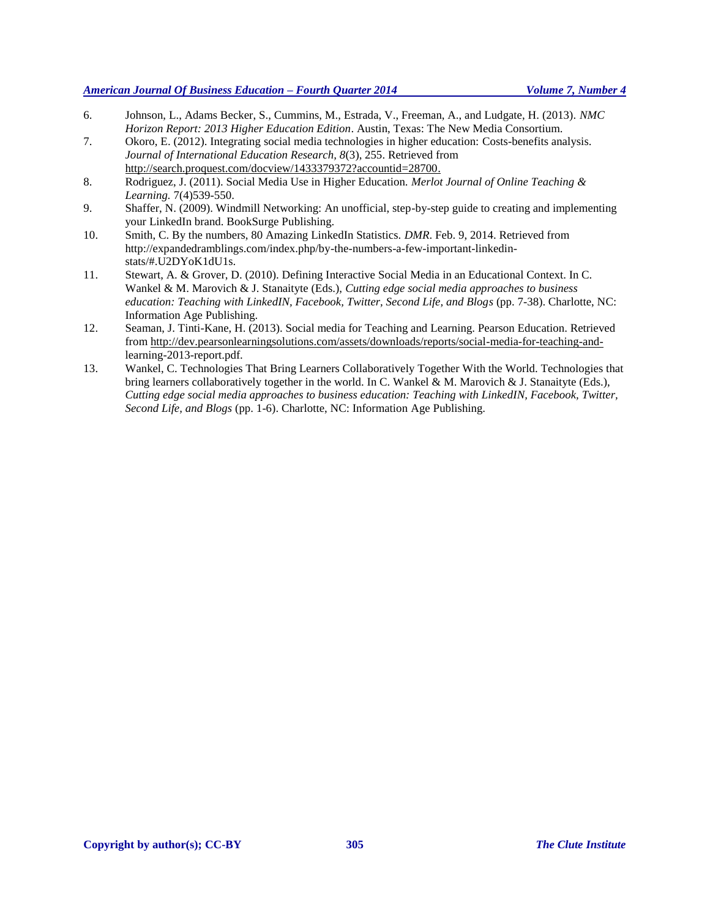6. Johnson, L., Adams Becker, S., Cummins, M., Estrada, V., Freeman, A., and Ludgate, H. (2013). *NMC Horizon Report: 2013 Higher Education Edition*. Austin, Texas: The New Media Consortium.
7. Okoro, E. (2012). Integrating social media technologies in higher education: Costs-benefits analysis. *Journal of International Education Research, 8*(3), 255. Retrieved from http://search.proquest.com/docview/1433379372?accountid=28700.
8. Rodriguez, J. (2011). Social Media Use in Higher Education. *Merlot Journal of Online Teaching & Learning.* 7(4)539-550.
9. Shaffer, N. (2009). Windmill Networking: An unofficial, step-by-step guide to creating and implementing your LinkedIn brand. BookSurge Publishing.
10. Smith, C. By the numbers, 80 Amazing LinkedIn Statistics. *DMR*. Feb. 9, 2014. Retrieved from http://expandedramblings.com/index.php/by-the-numbers-a-few-important-linkedin-stats/#.U2DYoK1dU1s.
11. Stewart, A. & Grover, D. (2010). Defining Interactive Social Media in an Educational Context. In C. Wankel & M. Marovich & J. Stanaityte (Eds.), *Cutting edge social media approaches to business education: Teaching with LinkedIN, Facebook, Twitter, Second Life, and Blogs* (pp. 7-38). Charlotte, NC: Information Age Publishing.
12. Seaman, J. Tinti-Kane, H. (2013). Social media for Teaching and Learning. Pearson Education. Retrieved from http://dev.pearsonlearningsolutions.com/assets/downloads/reports/social-media-for-teaching-and-learning-2013-report.pdf.
13. Wankel, C. Technologies That Bring Learners Collaboratively Together With the World. Technologies that bring learners collaboratively together in the world. In C. Wankel & M. Marovich & J. Stanaityte (Eds.), *Cutting edge social media approaches to business education: Teaching with LinkedIN, Facebook, Twitter, Second Life, and Blogs* (pp. 1-6). Charlotte, NC: Information Age Publishing.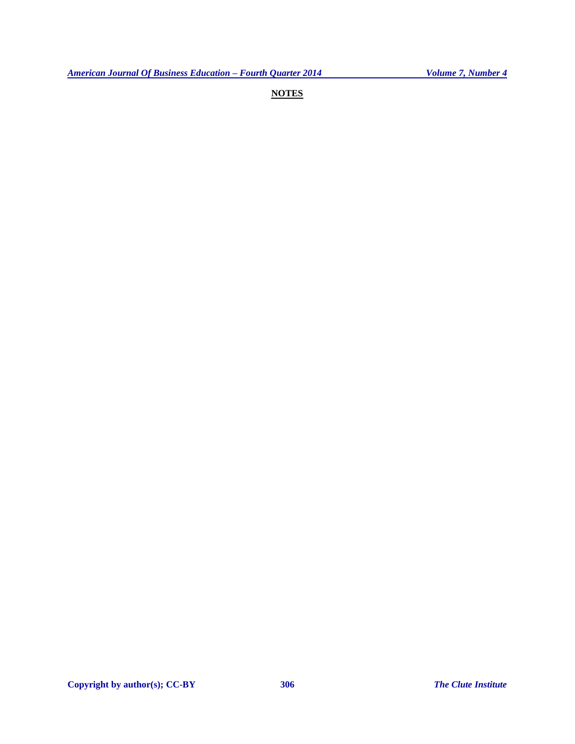**NOTES**